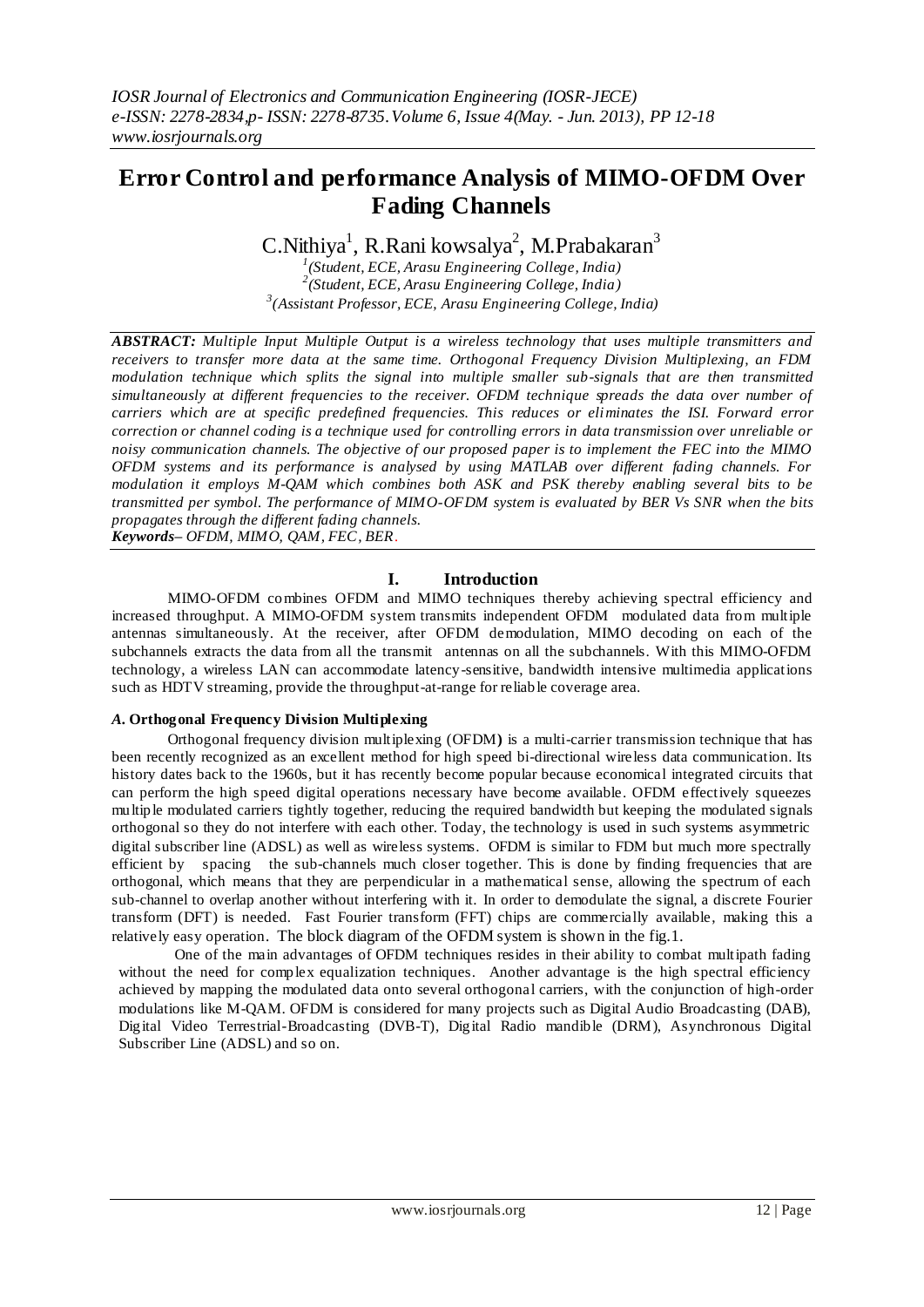# Error Control and performance Analysis of MIMO-OFDM Over Fading Channels

C.Nithiya[1], R.Rani kowsalya[2], M.Prabakaran[3]

[1](Student, ECE, Arasu Engineering College, India)
[2](Student, ECE, Arasu Engineering College, India)
[3](Assistant Professor, ECE, Arasu Engineering College, India)

***ABSTRACT:*** *Multiple Input Multiple Output is a wireless technology that uses multiple transmitters and receivers to transfer more data at the same time. Orthogonal Frequency Division Multiplexing, an FDM modulation technique which splits the signal into multiple smaller sub-signals that are then transmitted simultaneously at different frequencies to the receiver. OFDM technique spreads the data over number of carriers which are at specific predefined frequencies. This reduces or eliminates the ISI. Forward error correction or channel coding is a technique used for controlling errors in data transmission over unreliable or noisy communication channels. The objective of our proposed paper is to implement the FEC into the MIMO OFDM systems and its performance is analysed by using MATLAB over different fading channels. For modulation it employs M-QAM which combines both ASK and PSK thereby enabling several bits to be transmitted per symbol. The performance of MIMO-OFDM system is evaluated by BER Vs SNR when the bits propagates through the different fading channels.*

***Keywords****– OFDM, MIMO, QAM, FEC, BER.*

## I. Introduction

MIMO-OFDM combines OFDM and MIMO techniques thereby achieving spectral efficiency and increased throughput. A MIMO-OFDM system transmits independent OFDM modulated data from multiple antennas simultaneously. At the receiver, after OFDM demodulation, MIMO decoding on each of the subchannels extracts the data from all the transmit antennas on all the subchannels. With this MIMO-OFDM technology, a wireless LAN can accommodate latency-sensitive, bandwidth intensive multimedia applications such as HDTV streaming, provide the throughput-at-range for reliable coverage area.

### *A.* Orthogonal Frequency Division Multiplexing

Orthogonal frequency division multiplexing (OFDM) is a multi-carrier transmission technique that has been recently recognized as an excellent method for high speed bi-directional wireless data communication. Its history dates back to the 1960s, but it has recently become popular because economical integrated circuits that can perform the high speed digital operations necessary have become available. OFDM effectively squeezes multiple modulated carriers tightly together, reducing the required bandwidth but keeping the modulated signals orthogonal so they do not interfere with each other. Today, the technology is used in such systems asymmetric digital subscriber line (ADSL) as well as wireless systems. OFDM is similar to FDM but much more spectrally efficient by spacing the sub-channels much closer together. This is done by finding frequencies that are orthogonal, which means that they are perpendicular in a mathematical sense, allowing the spectrum of each sub-channel to overlap another without interfering with it. In order to demodulate the signal, a discrete Fourier transform (DFT) is needed. Fast Fourier transform (FFT) chips are commercially available, making this a relatively easy operation. The block diagram of the OFDM system is shown in the fig.1.

One of the main advantages of OFDM techniques resides in their ability to combat multipath fading without the need for complex equalization techniques. Another advantage is the high spectral efficiency achieved by mapping the modulated data onto several orthogonal carriers, with the conjunction of high-order modulations like M-QAM. OFDM is considered for many projects such as Digital Audio Broadcasting (DAB), Digital Video Terrestrial-Broadcasting (DVB-T), Digital Radio mandible (DRM), Asynchronous Digital Subscriber Line (ADSL) and so on.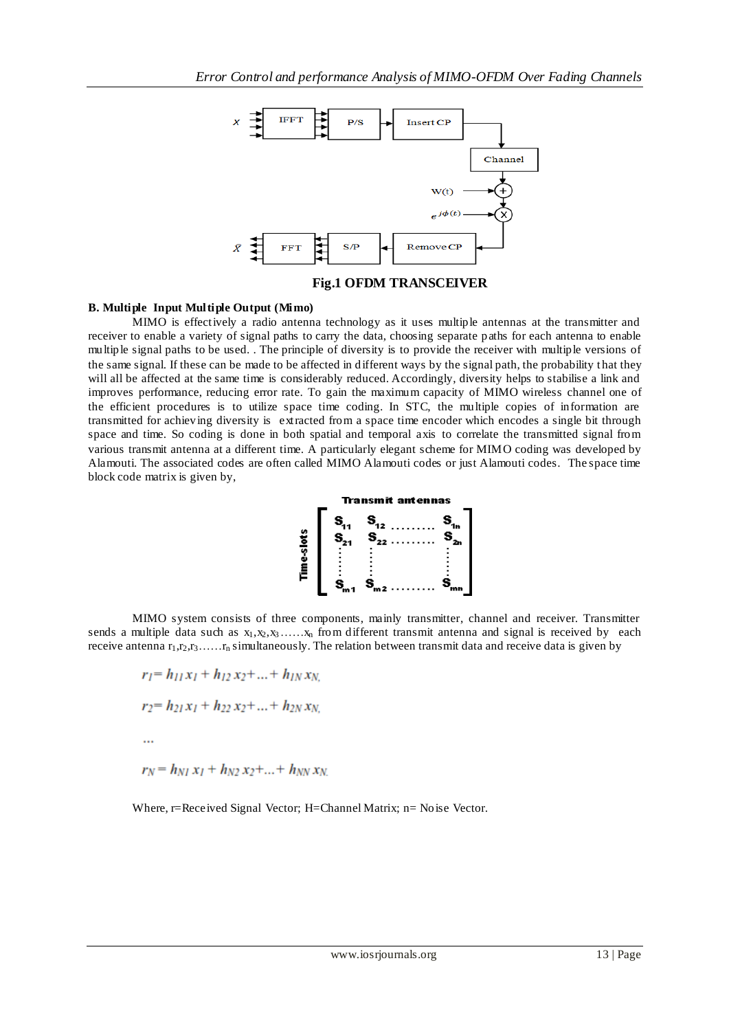**Fig.1 OFDM TRANSCEIVER**

**B. Multiple Input Multiple Output (Mimo)**

MIMO is effectively a radio antenna technology as it uses multiple antennas at the transmitter and receiver to enable a variety of signal paths to carry the data, choosing separate paths for each antenna to enable multiple signal paths to be used. . The principle of diversity is to provide the receiver with multiple versions of the same signal. If these can be made to be affected in different ways by the signal path, the probability that they will all be affected at the same time is considerably reduced. Accordingly, diversity helps to stabilise a link and improves performance, reducing error rate. To gain the maximum capacity of MIMO wireless channel one of the efficient procedures is to utilize space time coding. In STC, the multiple copies of information are transmitted for achieving diversity is extracted from a space time encoder which encodes a single bit through space and time. So coding is done in both spatial and temporal axis to correlate the transmitted signal from various transmit antenna at a different time. A particularly elegant scheme for MIMO coding was developed by Alamouti. The associated codes are often called MIMO Alamouti codes or just Alamouti codes. The space time block code matrix is given by,

Transmit antennas

$$
\text{Time-slots} \quad \begin{bmatrix} S_{11} & S_{12} & \cdots & S_{1n} \\ S_{21} & S_{22} & \cdots & S_{2n} \\ \vdots & \vdots & & \vdots \\ S_{m1} & S_{m2} & \cdots & S_{mn} \end{bmatrix}
$$

MIMO system consists of three components, mainly transmitter, channel and receiver. Transmitter sends a multiple data such as $x_1, x_2, x_3 \ldots\ldots x_n$ from different transmit antenna and signal is received by each receive antenna $r_1, r_2, r_3 \ldots\ldots r_n$ simultaneously. The relation between transmit data and receive data is given by

$$r_1 = h_{11} x_1 + h_{12} x_2 + \ldots + h_{1N} x_N,$$

$$r_2 = h_{21} x_1 + h_{22} x_2 + \ldots + h_{2N} x_N,$$

$$\ldots$$

$$r_N = h_{N1} x_1 + h_{N2} x_2 + \ldots + h_{NN} x_N.$$

Where, r=Received Signal Vector; H=Channel Matrix; n= Noise Vector.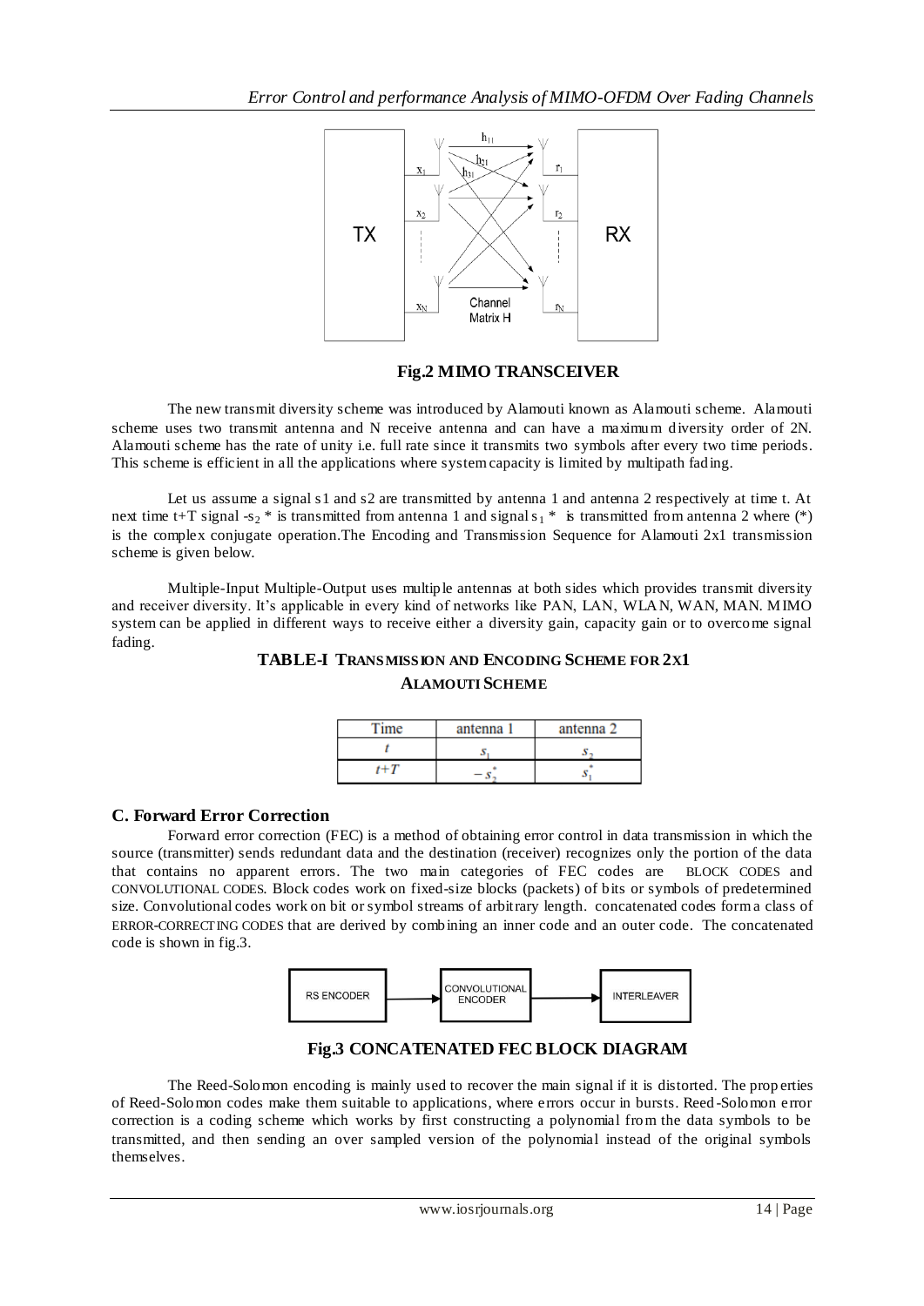**Fig.2 MIMO TRANSCEIVER**

The new transmit diversity scheme was introduced by Alamouti known as Alamouti scheme. Alamouti scheme uses two transmit antenna and N receive antenna and can have a maximum diversity order of 2N. Alamouti scheme has the rate of unity i.e. full rate since it transmits two symbols after every two time periods. This scheme is efficient in all the applications where system capacity is limited by multipath fading.

Let us assume a signal s1 and s2 are transmitted by antenna 1 and antenna 2 respectively at time t. At next time t+T signal $-s_2{}^*$ is transmitted from antenna 1 and signal $s_1{}^*$ is transmitted from antenna 2 where (*) is the complex conjugate operation.The Encoding and Transmission Sequence for Alamouti 2x1 transmission scheme is given below.

Multiple-Input Multiple-Output uses multiple antennas at both sides which provides transmit diversity and receiver diversity. It's applicable in every kind of networks like PAN, LAN, WLAN, WAN, MAN. MIMO system can be applied in different ways to receive either a diversity gain, capacity gain or to overcome signal fading.

**TABLE-I TRANSMISSION AND ENCODING SCHEME FOR 2X1 ALAMOUTI SCHEME**

| Time | antenna 1 | antenna 2 |
|---|---|---|
| $t$ | $s_1$ | $s_2$ |
| $t+T$ | $-s_2^*$ | $s_1^*$ |

### C. Forward Error Correction

Forward error correction (FEC) is a method of obtaining error control in data transmission in which the source (transmitter) sends redundant data and the destination (receiver) recognizes only the portion of the data that contains no apparent errors. The two main categories of FEC codes are BLOCK CODES and CONVOLUTIONAL CODES. Block codes work on fixed-size blocks (packets) of bits or symbols of predetermined size. Convolutional codes work on bit or symbol streams of arbitrary length. concatenated codes form a class of ERROR-CORRECTING CODES that are derived by combining an inner code and an outer code. The concatenated code is shown in fig.3.

RS ENCODER → CONVOLUTIONAL ENCODER → INTERLEAVER

**Fig.3 CONCATENATED FEC BLOCK DIAGRAM**

The Reed-Solomon encoding is mainly used to recover the main signal if it is distorted. The properties of Reed-Solomon codes make them suitable to applications, where errors occur in bursts. Reed-Solomon error correction is a coding scheme which works by first constructing a polynomial from the data symbols to be transmitted, and then sending an over sampled version of the polynomial instead of the original symbols themselves.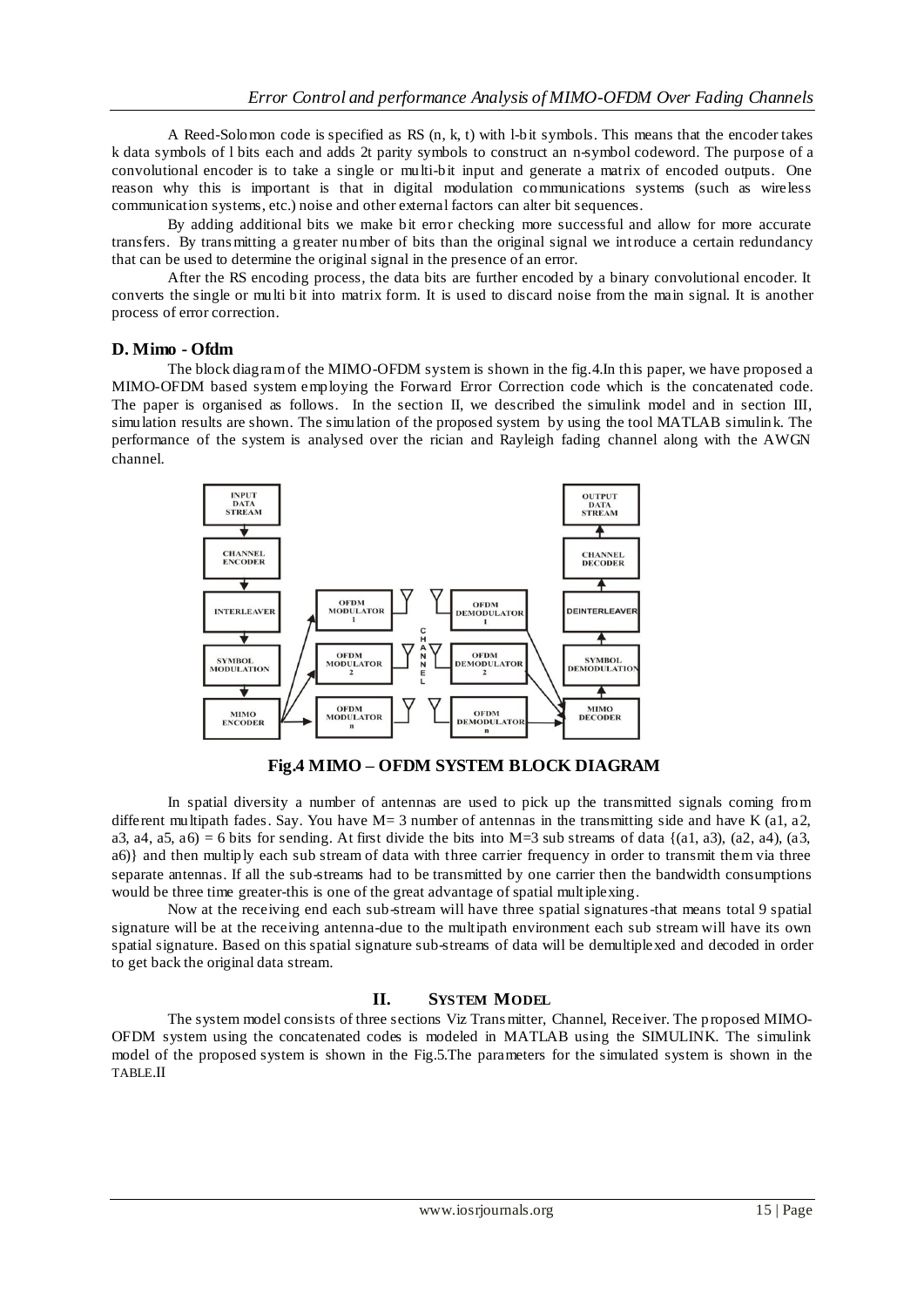A Reed-Solomon code is specified as RS (n, k, t) with l-bit symbols. This means that the encoder takes k data symbols of l bits each and adds 2t parity symbols to construct an n-symbol codeword. The purpose of a convolutional encoder is to take a single or multi-bit input and generate a matrix of encoded outputs. One reason why this is important is that in digital modulation communications systems (such as wireless communication systems, etc.) noise and other external factors can alter bit sequences.

By adding additional bits we make bit error checking more successful and allow for more accurate transfers. By transmitting a greater number of bits than the original signal we introduce a certain redundancy that can be used to determine the original signal in the presence of an error.

After the RS encoding process, the data bits are further encoded by a binary convolutional encoder. It converts the single or multi bit into matrix form. It is used to discard noise from the main signal. It is another process of error correction.

### D. Mimo - Ofdm

The block diagram of the MIMO-OFDM system is shown in the fig.4.In this paper, we have proposed a MIMO-OFDM based system employing the Forward Error Correction code which is the concatenated code. The paper is organised as follows. In the section II, we described the simulink model and in section III, simulation results are shown. The simulation of the proposed system by using the tool MATLAB simulink. The performance of the system is analysed over the rician and Rayleigh fading channel along with the AWGN channel.

**Fig.4 MIMO – OFDM SYSTEM BLOCK DIAGRAM**

In spatial diversity a number of antennas are used to pick up the transmitted signals coming from different multipath fades. Say. You have M= 3 number of antennas in the transmitting side and have K (a1, a2, a3, a4, a5, a6) = 6 bits for sending. At first divide the bits into M=3 sub streams of data {(a1, a3), (a2, a4), (a3, a6)} and then multiply each sub stream of data with three carrier frequency in order to transmit them via three separate antennas. If all the sub-streams had to be transmitted by one carrier then the bandwidth consumptions would be three time greater-this is one of the great advantage of spatial multiplexing.

Now at the receiving end each sub-stream will have three spatial signatures-that means total 9 spatial signature will be at the receiving antenna-due to the multipath environment each sub stream will have its own spatial signature. Based on this spatial signature sub-streams of data will be demultiplexed and decoded in order to get back the original data stream.

## II. System Model

The system model consists of three sections Viz Transmitter, Channel, Receiver. The proposed MIMO-OFDM system using the concatenated codes is modeled in MATLAB using the SIMULINK. The simulink model of the proposed system is shown in the Fig.5.The parameters for the simulated system is shown in the TABLE.II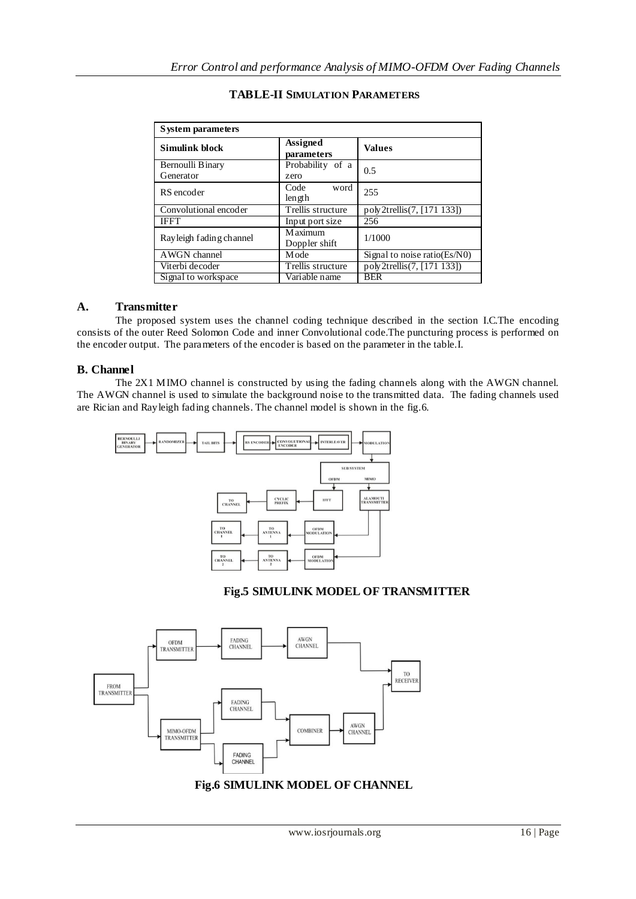**TABLE-II SIMULATION PARAMETERS**

| System parameters | | |
|---|---|---|
| **Simulink block** | **Assigned parameters** | **Values** |
| Bernoulli Binary Generator | Probability of a zero | 0.5 |
| RS encoder | Code word length | 255 |
| Convolutional encoder | Trellis structure | poly2trellis(7, [171 133]) |
| IFFT | Input port size | 256 |
| Rayleigh fading channel | Maximum Doppler shift | 1/1000 |
| AWGN channel | Mode | Signal to noise ratio(Es/N0) |
| Viterbi decoder | Trellis structure | poly2trellis(7, [171 133]) |
| Signal to workspace | Variable name | BER |

## A. Transmitter

The proposed system uses the channel coding technique described in the section I.C.The encoding consists of the outer Reed Solomon Code and inner Convolutional code.The puncturing process is performed on the encoder output. The parameters of the encoder is based on the parameter in the table.I.

## B. Channel

The 2X1 MIMO channel is constructed by using the fading channels along with the AWGN channel. The AWGN channel is used to simulate the background noise to the transmitted data. The fading channels used are Rician and Rayleigh fading channels. The channel model is shown in the fig.6.

**Fig.5 SIMULINK MODEL OF TRANSMITTER**

**Fig.6 SIMULINK MODEL OF CHANNEL**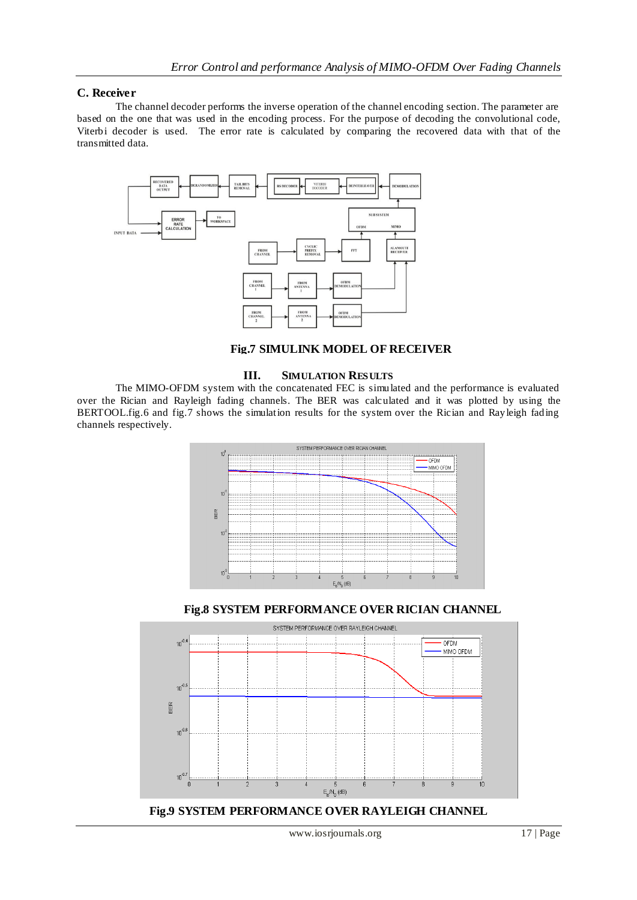### C. Receiver

The channel decoder performs the inverse operation of the channel encoding section. The parameter are based on the one that was used in the encoding process. For the purpose of decoding the convolutional code, Viterbi decoder is used. The error rate is calculated by comparing the recovered data with that of the transmitted data.

**Fig.7 SIMULINK MODEL OF RECEIVER**

## III. SIMULATION RESULTS

The MIMO-OFDM system with the concatenated FEC is simulated and the performance is evaluated over the Rician and Rayleigh fading channels. The BER was calculated and it was plotted by using the BERTOOL.fig.6 and fig.7 shows the simulation results for the system over the Rician and Rayleigh fading channels respectively.

**Fig.8 SYSTEM PERFORMANCE OVER RICIAN CHANNEL**

**Fig.9 SYSTEM PERFORMANCE OVER RAYLEIGH CHANNEL**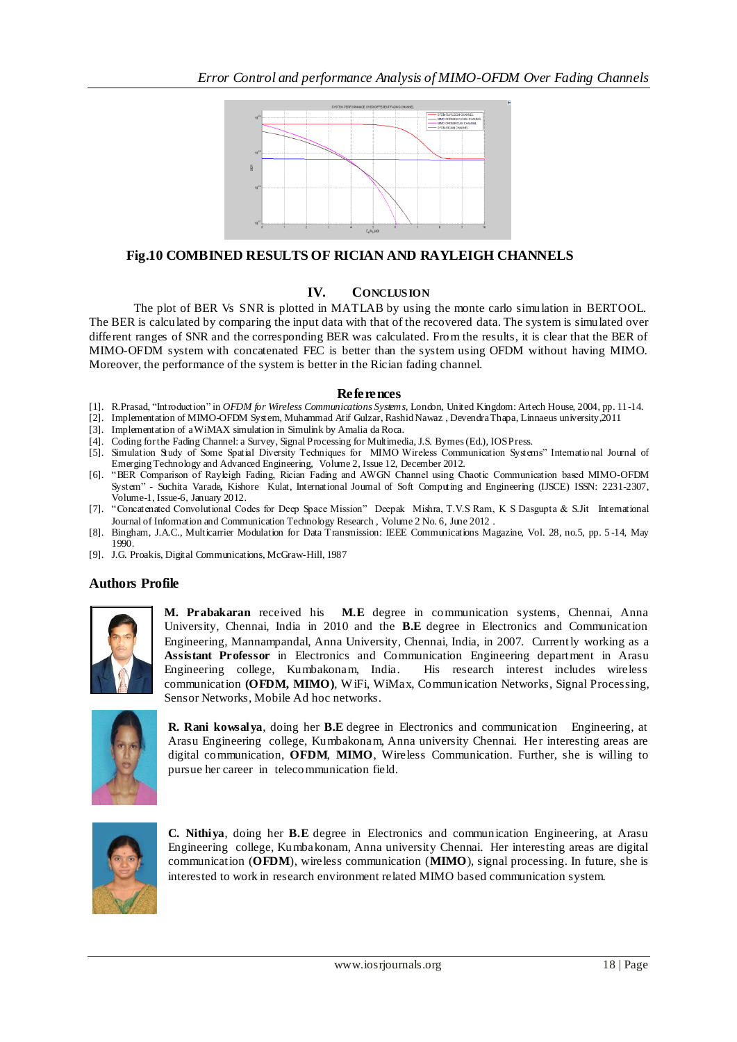SYSTEM PERFORMANCE OVER DIFFERENT FADING CHANNEL

OFDM RAYLEIGH CHANNEL

MIMO OFDM RAYLEIGH CHANNEL

MIMO OFDM RICIAN CHANNEL

OFDM RICIAN CHANNEL

BER

$E_b/N_0$ (dB)

**Fig.10 COMBINED RESULTS OF RICIAN AND RAYLEIGH CHANNELS**

## IV. CONCLUSION

The plot of BER Vs SNR is plotted in MATLAB by using the monte carlo simulation in BERTOOL. The BER is calculated by comparing the input data with that of the recovered data. The system is simulated over different ranges of SNR and the corresponding BER was calculated. From the results, it is clear that the BER of MIMO-OFDM system with concatenated FEC is better than the system using OFDM without having MIMO. Moreover, the performance of the system is better in the Rician fading channel.

## References

[1]. R.Prasad, "Introduction" in *OFDM for Wireless Communications Systems*, London, United Kingdom: Artech House, 2004, pp. 11-14.
[2]. Implementation of MIMO-OFDM System, Muhammad Atif Gulzar, Rashid Nawaz , Devendra Thapa, Linnaeus university,2011
[3]. Implementation of a WiMAX simulation in Simulink by Amalia da Roca.
[4]. Coding for the Fading Channel: a Survey, Signal Processing for Multimedia, J.S. Byrnes (Ed.), IOS Press.
[5]. Simulation Study of Some Spatial Diversity Techniques for MIMO Wireless Communication Systems" International Journal of Emerging Technology and Advanced Engineering, Volume 2, Issue 12, December 2012.
[6]. "BER Comparison of Rayleigh Fading, Rician Fading and AWGN Channel using Chaotic Communication based MIMO-OFDM System" - Suchita Varade, Kishore Kulat, International Journal of Soft Computing and Engineering (IJSCE) ISSN: 2231-2307, Volume-1, Issue-6, January 2012.
[7]. "Concatenated Convolutional Codes for Deep Space Mission" Deepak Mishra, T.V.S Ram, K S Dasgupta & S.Jit International Journal of Information and Communication Technology Research , Volume 2 No. 6, June 2012 .
[8]. Bingham, J.A.C., Multicarrier Modulation for Data Transmission: IEEE Communications Magazine, Vol. 28, no.5, pp. 5-14, May 1990.
[9]. J.G. Proakis, Digital Communications, McGraw-Hill, 1987

## Authors Profile

**M. Prabakaran** received his **M.E** degree in communication systems, Chennai, Anna University, Chennai, India in 2010 and the **B.E** degree in Electronics and Communication Engineering, Mannampandal, Anna University, Chennai, India, in 2007. Currently working as a **Assistant Professor** in Electronics and Communication Engineering department in Arasu Engineering college, Kumbakonam, India. His research interest includes wireless communication **(OFDM, MIMO)**, WiFi, WiMax, Communication Networks, Signal Processing, Sensor Networks, Mobile Ad hoc networks.

**R. Rani kowsalya**, doing her **B.E** degree in Electronics and communication Engineering, at Arasu Engineering college, Kumbakonam, Anna university Chennai. Her interesting areas are digital communication, **OFDM**, **MIMO**, Wireless Communication. Further, she is willing to pursue her career in telecommunication field.

**C. Nithiya**, doing her **B.E** degree in Electronics and communication Engineering, at Arasu Engineering college, Kumbakonam, Anna university Chennai. Her interesting areas are digital communication (**OFDM**), wireless communication (**MIMO**), signal processing. In future, she is interested to work in research environment related MIMO based communication system.